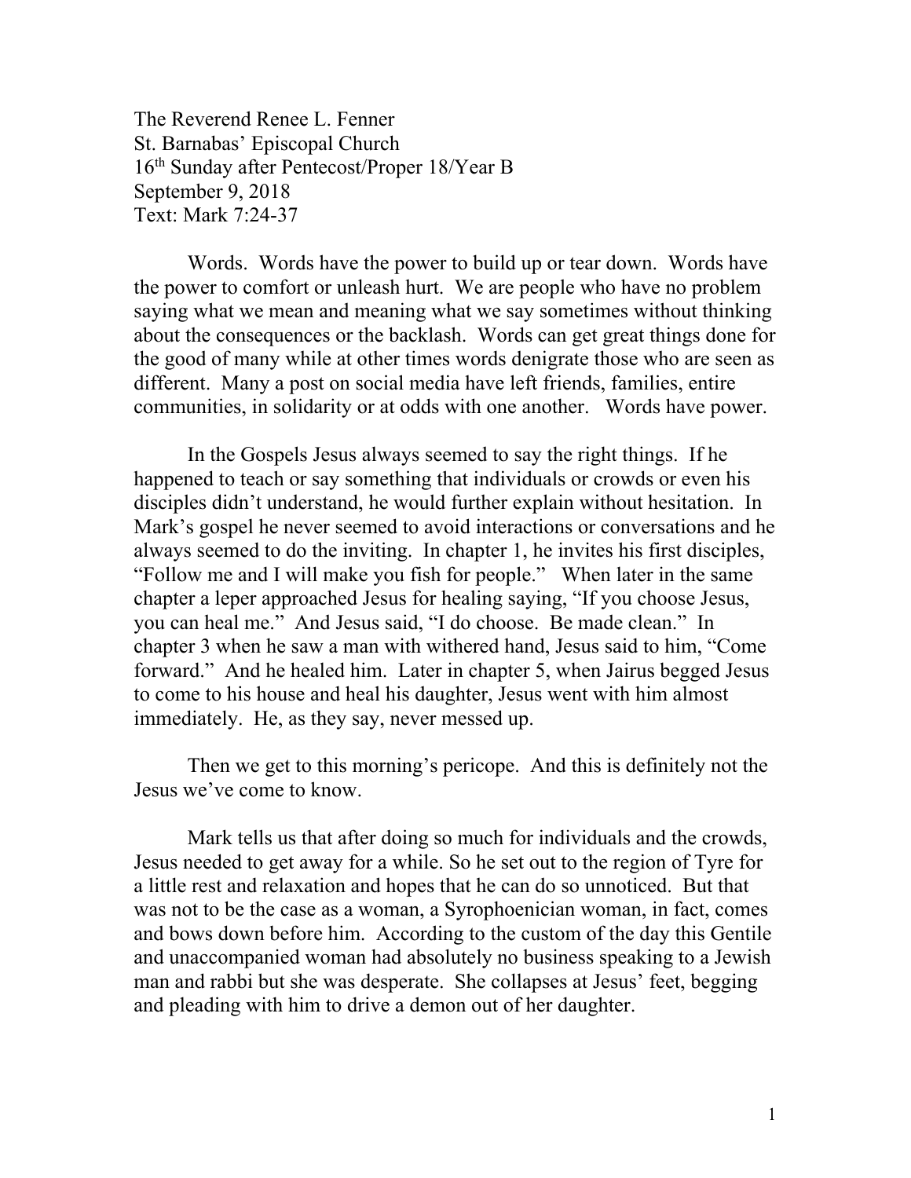The Reverend Renee L. Fenner
St. Barnabas' Episcopal Church
16th Sunday after Pentecost/Proper 18/Year B
September 9, 2018
Text: Mark 7:24-37

Words. Words have the power to build up or tear down. Words have the power to comfort or unleash hurt. We are people who have no problem saying what we mean and meaning what we say sometimes without thinking about the consequences or the backlash. Words can get great things done for the good of many while at other times words denigrate those who are seen as different. Many a post on social media have left friends, families, entire communities, in solidarity or at odds with one another. Words have power.

In the Gospels Jesus always seemed to say the right things. If he happened to teach or say something that individuals or crowds or even his disciples didn't understand, he would further explain without hesitation. In Mark's gospel he never seemed to avoid interactions or conversations and he always seemed to do the inviting. In chapter 1, he invites his first disciples, "Follow me and I will make you fish for people." When later in the same chapter a leper approached Jesus for healing saying, "If you choose Jesus, you can heal me." And Jesus said, "I do choose. Be made clean." In chapter 3 when he saw a man with withered hand, Jesus said to him, "Come forward." And he healed him. Later in chapter 5, when Jairus begged Jesus to come to his house and heal his daughter, Jesus went with him almost immediately. He, as they say, never messed up.

Then we get to this morning's pericope. And this is definitely not the Jesus we've come to know.

Mark tells us that after doing so much for individuals and the crowds, Jesus needed to get away for a while. So he set out to the region of Tyre for a little rest and relaxation and hopes that he can do so unnoticed. But that was not to be the case as a woman, a Syrophoenician woman, in fact, comes and bows down before him. According to the custom of the day this Gentile and unaccompanied woman had absolutely no business speaking to a Jewish man and rabbi but she was desperate. She collapses at Jesus' feet, begging and pleading with him to drive a demon out of her daughter.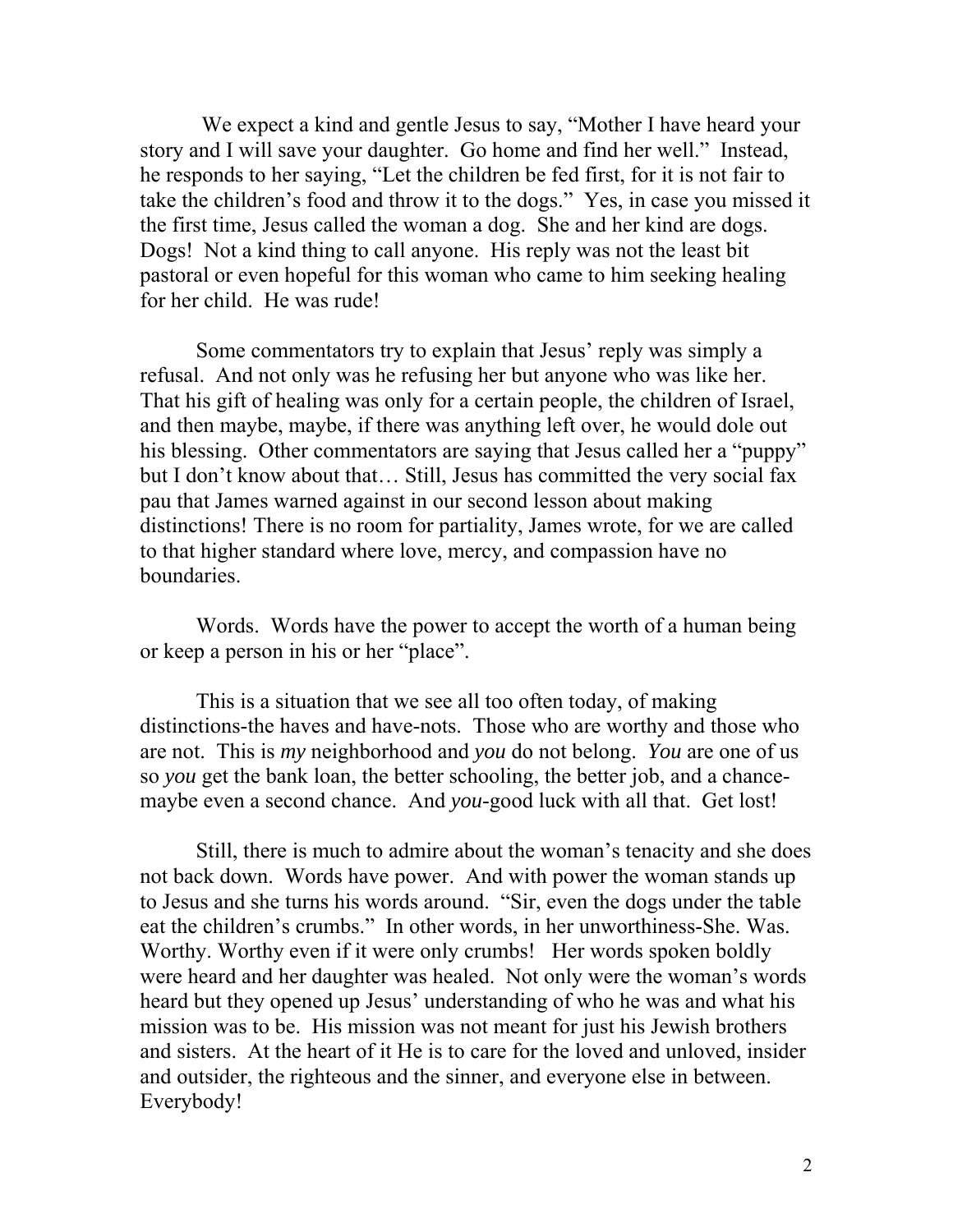We expect a kind and gentle Jesus to say, "Mother I have heard your story and I will save your daughter. Go home and find her well." Instead, he responds to her saying, "Let the children be fed first, for it is not fair to take the children's food and throw it to the dogs." Yes, in case you missed it the first time, Jesus called the woman a dog. She and her kind are dogs. Dogs! Not a kind thing to call anyone. His reply was not the least bit pastoral or even hopeful for this woman who came to him seeking healing for her child. He was rude!

Some commentators try to explain that Jesus' reply was simply a refusal. And not only was he refusing her but anyone who was like her. That his gift of healing was only for a certain people, the children of Israel, and then maybe, maybe, if there was anything left over, he would dole out his blessing. Other commentators are saying that Jesus called her a "puppy" but I don't know about that… Still, Jesus has committed the very social fax pau that James warned against in our second lesson about making distinctions! There is no room for partiality, James wrote, for we are called to that higher standard where love, mercy, and compassion have no boundaries.

Words. Words have the power to accept the worth of a human being or keep a person in his or her "place".

This is a situation that we see all too often today, of making distinctions-the haves and have-nots. Those who are worthy and those who are not. This is *my* neighborhood and *you* do not belong. *You* are one of us so *you* get the bank loan, the better schooling, the better job, and a chance-maybe even a second chance. And *you*-good luck with all that. Get lost!

Still, there is much to admire about the woman's tenacity and she does not back down. Words have power. And with power the woman stands up to Jesus and she turns his words around. "Sir, even the dogs under the table eat the children's crumbs." In other words, in her unworthiness-She. Was. Worthy. Worthy even if it were only crumbs! Her words spoken boldly were heard and her daughter was healed. Not only were the woman's words heard but they opened up Jesus' understanding of who he was and what his mission was to be. His mission was not meant for just his Jewish brothers and sisters. At the heart of it He is to care for the loved and unloved, insider and outsider, the righteous and the sinner, and everyone else in between. Everybody!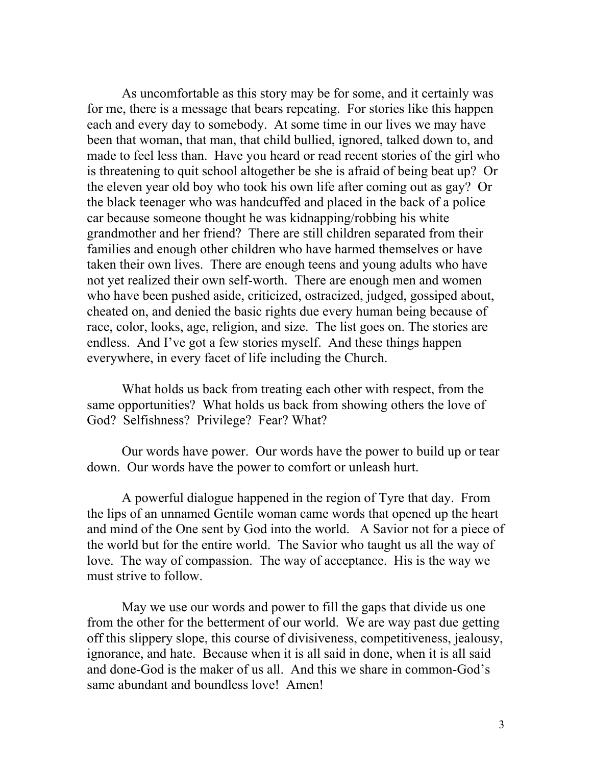As uncomfortable as this story may be for some, and it certainly was for me, there is a message that bears repeating. For stories like this happen each and every day to somebody. At some time in our lives we may have been that woman, that man, that child bullied, ignored, talked down to, and made to feel less than. Have you heard or read recent stories of the girl who is threatening to quit school altogether be she is afraid of being beat up? Or the eleven year old boy who took his own life after coming out as gay? Or the black teenager who was handcuffed and placed in the back of a police car because someone thought he was kidnapping/robbing his white grandmother and her friend? There are still children separated from their families and enough other children who have harmed themselves or have taken their own lives. There are enough teens and young adults who have not yet realized their own self-worth. There are enough men and women who have been pushed aside, criticized, ostracized, judged, gossiped about, cheated on, and denied the basic rights due every human being because of race, color, looks, age, religion, and size. The list goes on. The stories are endless. And I've got a few stories myself. And these things happen everywhere, in every facet of life including the Church.

What holds us back from treating each other with respect, from the same opportunities? What holds us back from showing others the love of God? Selfishness? Privilege? Fear? What?

Our words have power. Our words have the power to build up or tear down. Our words have the power to comfort or unleash hurt.

A powerful dialogue happened in the region of Tyre that day. From the lips of an unnamed Gentile woman came words that opened up the heart and mind of the One sent by God into the world. A Savior not for a piece of the world but for the entire world. The Savior who taught us all the way of love. The way of compassion. The way of acceptance. His is the way we must strive to follow.

May we use our words and power to fill the gaps that divide us one from the other for the betterment of our world. We are way past due getting off this slippery slope, this course of divisiveness, competitiveness, jealousy, ignorance, and hate. Because when it is all said in done, when it is all said and done-God is the maker of us all. And this we share in common-God's same abundant and boundless love! Amen!